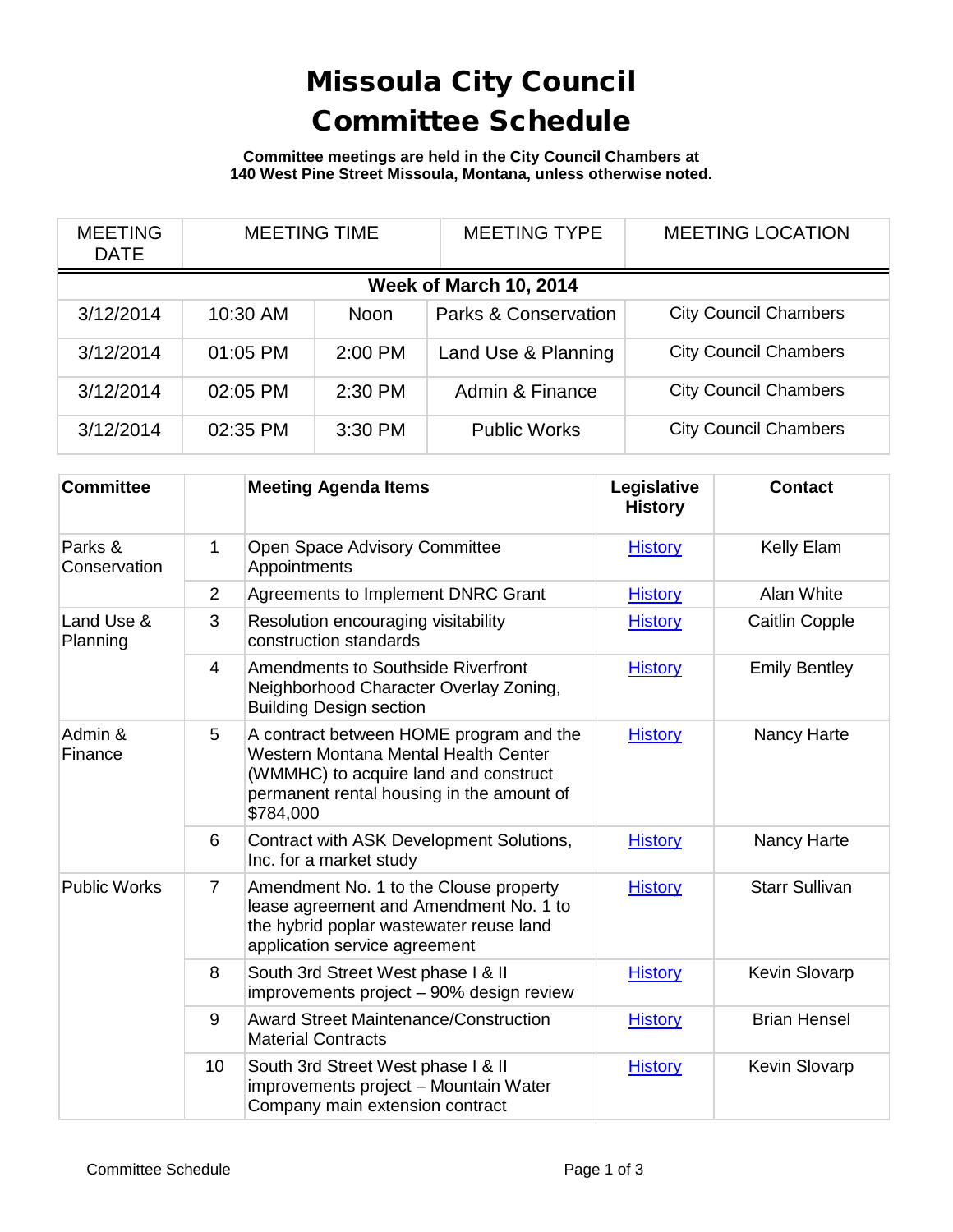# Missoula City Council Committee Schedule

**Committee meetings are held in the City Council Chambers at 140 West Pine Street Missoula, Montana, unless otherwise noted.**

| MEETING DATE | MEETING TIME | | MEETING TYPE | MEETING LOCATION |
|---|---|---|---|---|
| **Week of March 10, 2014** | | | | |
| 3/12/2014 | 10:30 AM | Noon | Parks & Conservation | City Council Chambers |
| 3/12/2014 | 01:05 PM | 2:00 PM | Land Use & Planning | City Council Chambers |
| 3/12/2014 | 02:05 PM | 2:30 PM | Admin & Finance | City Council Chambers |
| 3/12/2014 | 02:35 PM | 3:30 PM | Public Works | City Council Chambers |

| Committee | | Meeting Agenda Items | Legislative History | Contact |
|---|---|---|---|---|
| Parks & Conservation | 1 | Open Space Advisory Committee Appointments | History | Kelly Elam |
| | 2 | Agreements to Implement DNRC Grant | History | Alan White |
| Land Use & Planning | 3 | Resolution encouraging visitability construction standards | History | Caitlin Copple |
| | 4 | Amendments to Southside Riverfront Neighborhood Character Overlay Zoning, Building Design section | History | Emily Bentley |
| Admin & Finance | 5 | A contract between HOME program and the Western Montana Mental Health Center (WMMHC) to acquire land and construct permanent rental housing in the amount of $784,000 | History | Nancy Harte |
| | 6 | Contract with ASK Development Solutions, Inc. for a market study | History | Nancy Harte |
| Public Works | 7 | Amendment No. 1 to the Clouse property lease agreement and Amendment No. 1 to the hybrid poplar wastewater reuse land application service agreement | History | Starr Sullivan |
| | 8 | South 3rd Street West phase I & II improvements project – 90% design review | History | Kevin Slovarp |
| | 9 | Award Street Maintenance/Construction Material Contracts | History | Brian Hensel |
| | 10 | South 3rd Street West phase I & II improvements project – Mountain Water Company main extension contract | History | Kevin Slovarp |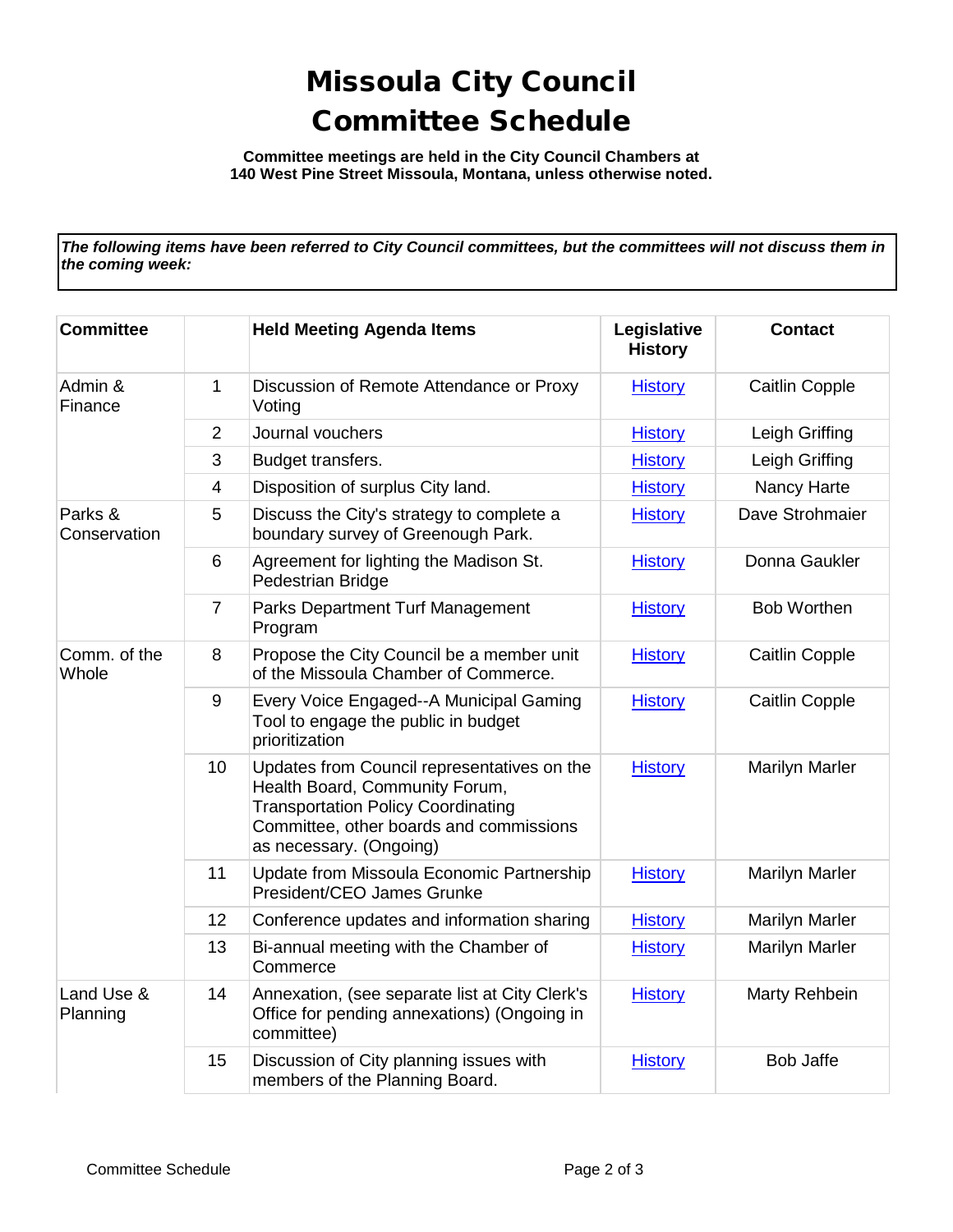# Missoula City Council Committee Schedule

**Committee meetings are held in the City Council Chambers at 140 West Pine Street Missoula, Montana, unless otherwise noted.**

***The following items have been referred to City Council committees, but the committees will not discuss them in the coming week:***

| Committee | | Held Meeting Agenda Items | Legislative History | Contact |
|---|---|---|---|---|
| Admin & Finance | 1 | Discussion of Remote Attendance or Proxy Voting | History | Caitlin Copple |
| | 2 | Journal vouchers | History | Leigh Griffing |
| | 3 | Budget transfers. | History | Leigh Griffing |
| | 4 | Disposition of surplus City land. | History | Nancy Harte |
| Parks & Conservation | 5 | Discuss the City's strategy to complete a boundary survey of Greenough Park. | History | Dave Strohmaier |
| | 6 | Agreement for lighting the Madison St. Pedestrian Bridge | History | Donna Gaukler |
| | 7 | Parks Department Turf Management Program | History | Bob Worthen |
| Comm. of the Whole | 8 | Propose the City Council be a member unit of the Missoula Chamber of Commerce. | History | Caitlin Copple |
| | 9 | Every Voice Engaged--A Municipal Gaming Tool to engage the public in budget prioritization | History | Caitlin Copple |
| | 10 | Updates from Council representatives on the Health Board, Community Forum, Transportation Policy Coordinating Committee, other boards and commissions as necessary. (Ongoing) | History | Marilyn Marler |
| | 11 | Update from Missoula Economic Partnership President/CEO James Grunke | History | Marilyn Marler |
| | 12 | Conference updates and information sharing | History | Marilyn Marler |
| | 13 | Bi-annual meeting with the Chamber of Commerce | History | Marilyn Marler |
| Land Use & Planning | 14 | Annexation, (see separate list at City Clerk's Office for pending annexations) (Ongoing in committee) | History | Marty Rehbein |
| | 15 | Discussion of City planning issues with members of the Planning Board. | History | Bob Jaffe |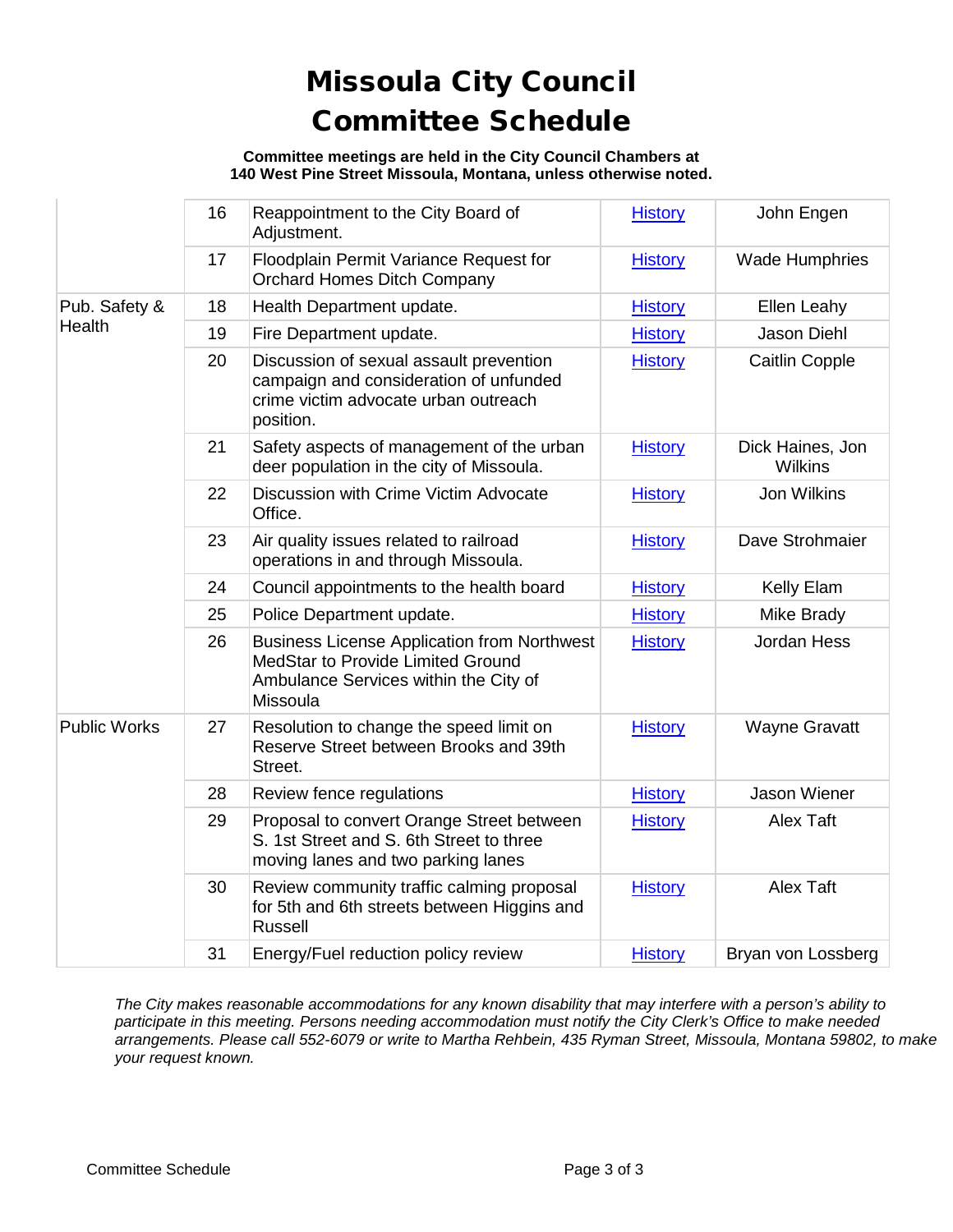# Missoula City Council Committee Schedule

**Committee meetings are held in the City Council Chambers at 140 West Pine Street Missoula, Montana, unless otherwise noted.**

| | | | | |
|---|---|---|---|---|
| | 16 | Reappointment to the City Board of Adjustment. | History | John Engen |
| | 17 | Floodplain Permit Variance Request for Orchard Homes Ditch Company | History | Wade Humphries |
| Pub. Safety & Health | 18 | Health Department update. | History | Ellen Leahy |
| | 19 | Fire Department update. | History | Jason Diehl |
| | 20 | Discussion of sexual assault prevention campaign and consideration of unfunded crime victim advocate urban outreach position. | History | Caitlin Copple |
| | 21 | Safety aspects of management of the urban deer population in the city of Missoula. | History | Dick Haines, Jon Wilkins |
| | 22 | Discussion with Crime Victim Advocate Office. | History | Jon Wilkins |
| | 23 | Air quality issues related to railroad operations in and through Missoula. | History | Dave Strohmaier |
| | 24 | Council appointments to the health board | History | Kelly Elam |
| | 25 | Police Department update. | History | Mike Brady |
| | 26 | Business License Application from Northwest MedStar to Provide Limited Ground Ambulance Services within the City of Missoula | History | Jordan Hess |
| Public Works | 27 | Resolution to change the speed limit on Reserve Street between Brooks and 39th Street. | History | Wayne Gravatt |
| | 28 | Review fence regulations | History | Jason Wiener |
| | 29 | Proposal to convert Orange Street between S. 1st Street and S. 6th Street to three moving lanes and two parking lanes | History | Alex Taft |
| | 30 | Review community traffic calming proposal for 5th and 6th streets between Higgins and Russell | History | Alex Taft |
| | 31 | Energy/Fuel reduction policy review | History | Bryan von Lossberg |

*The City makes reasonable accommodations for any known disability that may interfere with a person's ability to participate in this meeting. Persons needing accommodation must notify the City Clerk's Office to make needed arrangements. Please call 552-6079 or write to Martha Rehbein, 435 Ryman Street, Missoula, Montana 59802, to make your request known.*